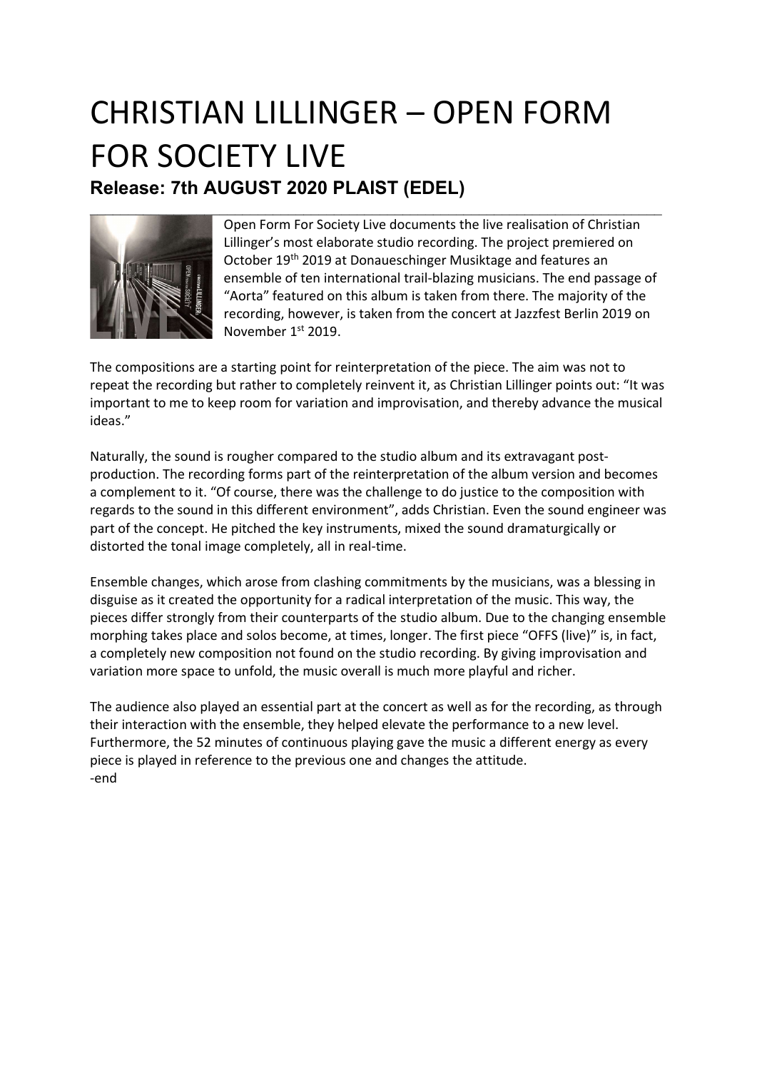# CHRISTIAN LILLINGER – OPEN FORM FOR SOCIETY LIVE

**Release: 7th AUGUST 2020 PLAIST (EDEL)**

Open Form For Society Live documents the live realisation of Christian Lillinger's most elaborate studio recording. The project premiered on October 19th 2019 at Donaueschinger Musiktage and features an ensemble of ten international trail-blazing musicians. The end passage of "Aorta" featured on this album is taken from there. The majority of the recording, however, is taken from the concert at Jazzfest Berlin 2019 on November 1st 2019.

The compositions are a starting point for reinterpretation of the piece. The aim was not to repeat the recording but rather to completely reinvent it, as Christian Lillinger points out: "It was important to me to keep room for variation and improvisation, and thereby advance the musical ideas."

Naturally, the sound is rougher compared to the studio album and its extravagant post-production. The recording forms part of the reinterpretation of the album version and becomes a complement to it. "Of course, there was the challenge to do justice to the composition with regards to the sound in this different environment", adds Christian. Even the sound engineer was part of the concept. He pitched the key instruments, mixed the sound dramaturgically or distorted the tonal image completely, all in real-time.

Ensemble changes, which arose from clashing commitments by the musicians, was a blessing in disguise as it created the opportunity for a radical interpretation of the music. This way, the pieces differ strongly from their counterparts of the studio album. Due to the changing ensemble morphing takes place and solos become, at times, longer. The first piece "OFFS (live)" is, in fact, a completely new composition not found on the studio recording. By giving improvisation and variation more space to unfold, the music overall is much more playful and richer.

The audience also played an essential part at the concert as well as for the recording, as through their interaction with the ensemble, they helped elevate the performance to a new level. Furthermore, the 52 minutes of continuous playing gave the music a different energy as every piece is played in reference to the previous one and changes the attitude.
-end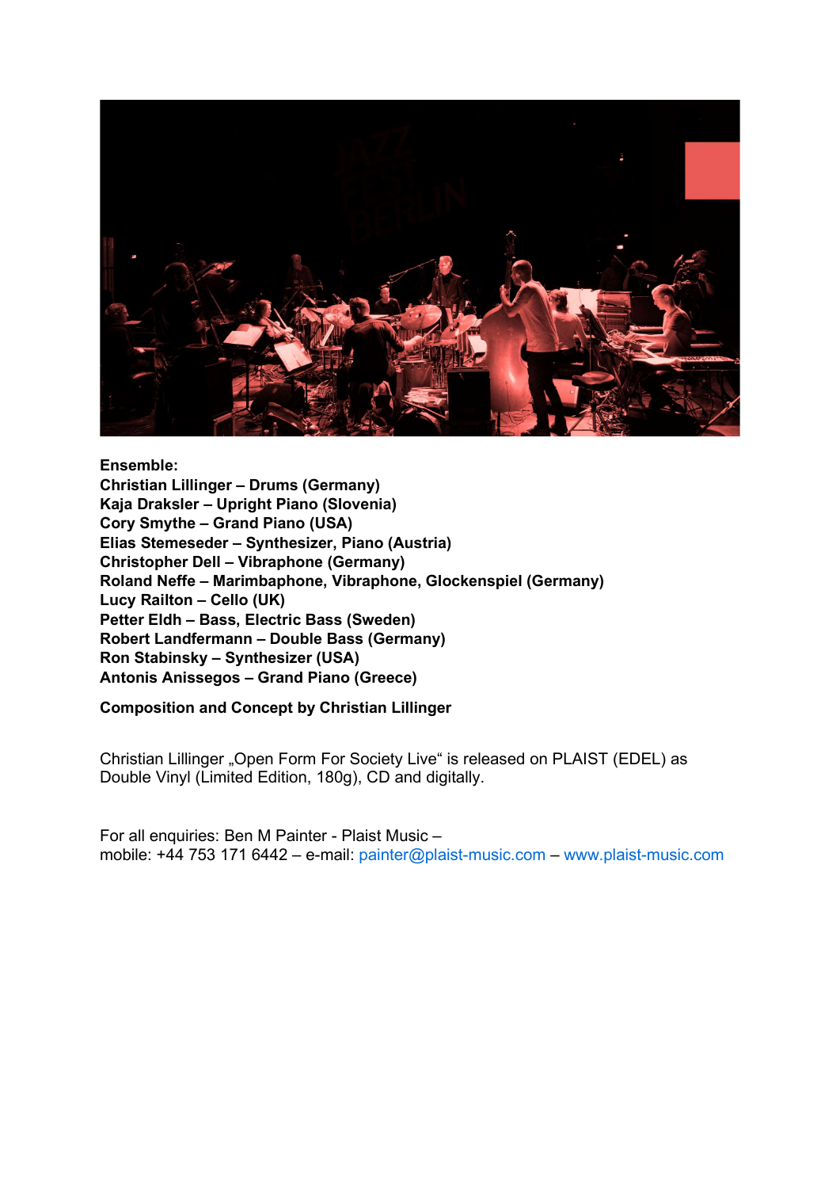**Ensemble:**
**Christian Lillinger – Drums (Germany)**
**Kaja Draksler – Upright Piano (Slovenia)**
**Cory Smythe – Grand Piano (USA)**
**Elias Stemeseder – Synthesizer, Piano (Austria)**
**Christopher Dell – Vibraphone (Germany)**
**Roland Neffe – Marimbaphone, Vibraphone, Glockenspiel (Germany)**
**Lucy Railton – Cello (UK)**
**Petter Eldh – Bass, Electric Bass (Sweden)**
**Robert Landfermann – Double Bass (Germany)**
**Ron Stabinsky – Synthesizer (USA)**
**Antonis Anissegos – Grand Piano (Greece)**

**Composition and Concept by Christian Lillinger**

Christian Lillinger „Open Form For Society Live" is released on PLAIST (EDEL) as Double Vinyl (Limited Edition, 180g), CD and digitally.

For all enquiries: Ben M Painter - Plaist Music –
mobile: +44 753 171 6442 – e-mail: painter@plaist-music.com – www.plaist-music.com